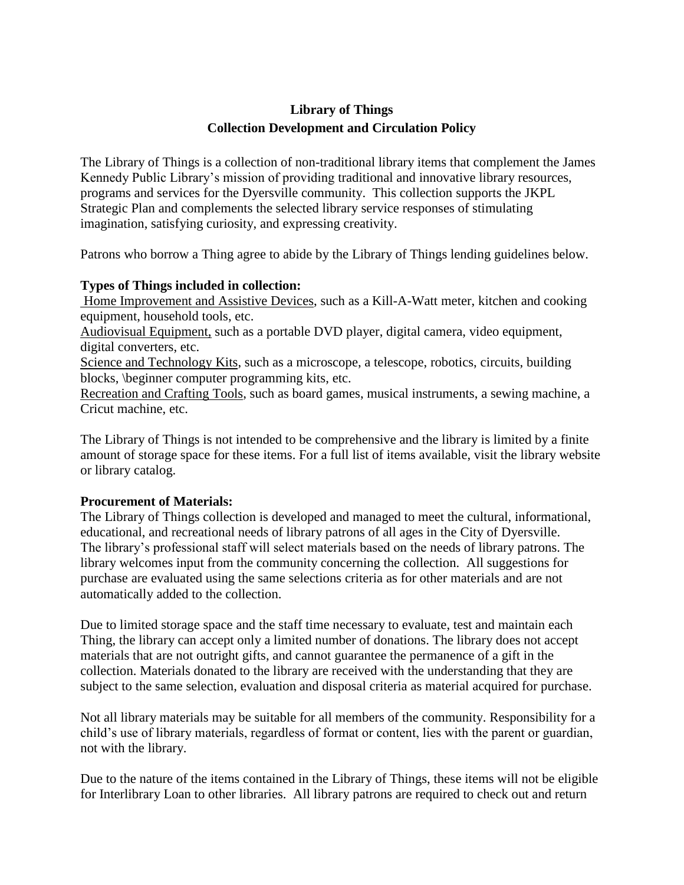**Library of Things**
**Collection Development and Circulation Policy**

The Library of Things is a collection of non-traditional library items that complement the James Kennedy Public Library's mission of providing traditional and innovative library resources, programs and services for the Dyersville community. This collection supports the JKPL Strategic Plan and complements the selected library service responses of stimulating imagination, satisfying curiosity, and expressing creativity.

Patrons who borrow a Thing agree to abide by the Library of Things lending guidelines below.

**Types of Things included in collection:**

Home Improvement and Assistive Devices, such as a Kill-A-Watt meter, kitchen and cooking equipment, household tools, etc.
Audiovisual Equipment, such as a portable DVD player, digital camera, video equipment, digital converters, etc.
Science and Technology Kits, such as a microscope, a telescope, robotics, circuits, building blocks, \beginner computer programming kits, etc.
Recreation and Crafting Tools, such as board games, musical instruments, a sewing machine, a Cricut machine, etc.

The Library of Things is not intended to be comprehensive and the library is limited by a finite amount of storage space for these items. For a full list of items available, visit the library website or library catalog.

**Procurement of Materials:**

The Library of Things collection is developed and managed to meet the cultural, informational, educational, and recreational needs of library patrons of all ages in the City of Dyersville. The library's professional staff will select materials based on the needs of library patrons. The library welcomes input from the community concerning the collection. All suggestions for purchase are evaluated using the same selections criteria as for other materials and are not automatically added to the collection.

Due to limited storage space and the staff time necessary to evaluate, test and maintain each Thing, the library can accept only a limited number of donations. The library does not accept materials that are not outright gifts, and cannot guarantee the permanence of a gift in the collection. Materials donated to the library are received with the understanding that they are subject to the same selection, evaluation and disposal criteria as material acquired for purchase.

Not all library materials may be suitable for all members of the community. Responsibility for a child's use of library materials, regardless of format or content, lies with the parent or guardian, not with the library.

Due to the nature of the items contained in the Library of Things, these items will not be eligible for Interlibrary Loan to other libraries. All library patrons are required to check out and return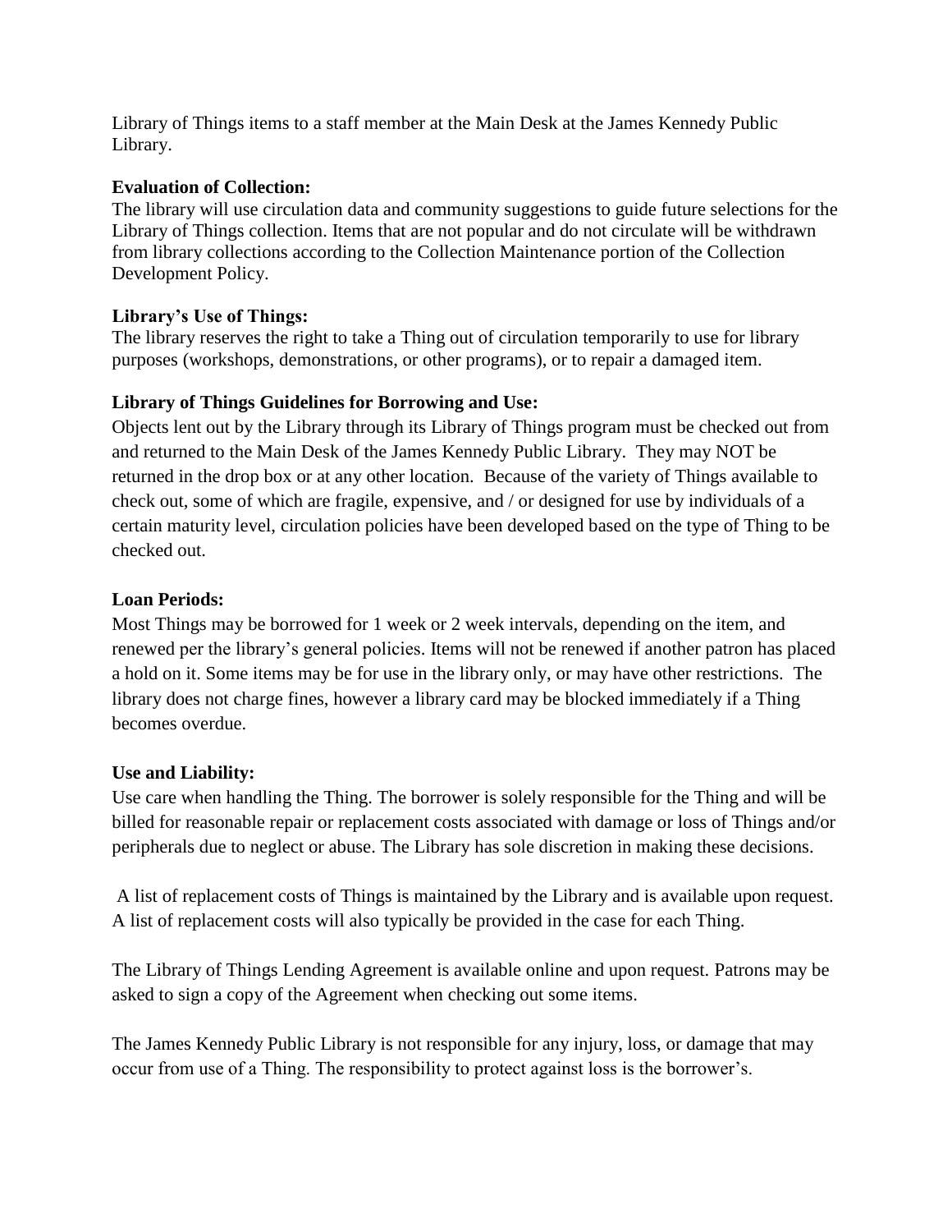Library of Things items to a staff member at the Main Desk at the James Kennedy Public Library.

**Evaluation of Collection:**
The library will use circulation data and community suggestions to guide future selections for the Library of Things collection. Items that are not popular and do not circulate will be withdrawn from library collections according to the Collection Maintenance portion of the Collection Development Policy.

**Library's Use of Things:**
The library reserves the right to take a Thing out of circulation temporarily to use for library purposes (workshops, demonstrations, or other programs), or to repair a damaged item.

**Library of Things Guidelines for Borrowing and Use:**
Objects lent out by the Library through its Library of Things program must be checked out from and returned to the Main Desk of the James Kennedy Public Library. They may NOT be returned in the drop box or at any other location. Because of the variety of Things available to check out, some of which are fragile, expensive, and / or designed for use by individuals of a certain maturity level, circulation policies have been developed based on the type of Thing to be checked out.

**Loan Periods:**
Most Things may be borrowed for 1 week or 2 week intervals, depending on the item, and renewed per the library's general policies. Items will not be renewed if another patron has placed a hold on it. Some items may be for use in the library only, or may have other restrictions. The library does not charge fines, however a library card may be blocked immediately if a Thing becomes overdue.

**Use and Liability:**
Use care when handling the Thing. The borrower is solely responsible for the Thing and will be billed for reasonable repair or replacement costs associated with damage or loss of Things and/or peripherals due to neglect or abuse. The Library has sole discretion in making these decisions.

A list of replacement costs of Things is maintained by the Library and is available upon request. A list of replacement costs will also typically be provided in the case for each Thing.

The Library of Things Lending Agreement is available online and upon request. Patrons may be asked to sign a copy of the Agreement when checking out some items.

The James Kennedy Public Library is not responsible for any injury, loss, or damage that may occur from use of a Thing. The responsibility to protect against loss is the borrower's.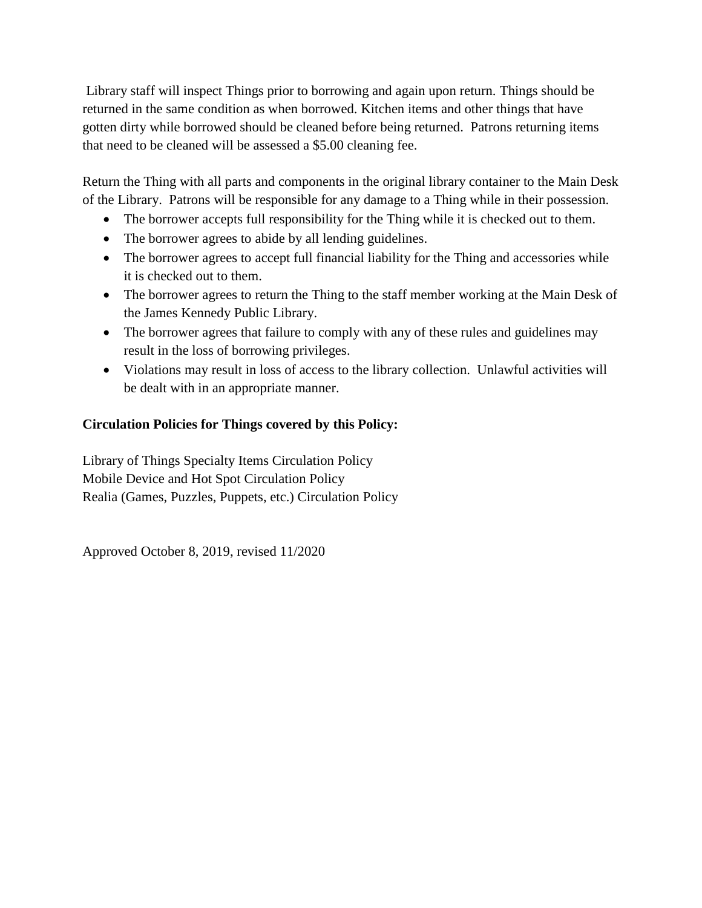Library staff will inspect Things prior to borrowing and again upon return. Things should be returned in the same condition as when borrowed. Kitchen items and other things that have gotten dirty while borrowed should be cleaned before being returned. Patrons returning items that need to be cleaned will be assessed a $5.00 cleaning fee.

Return the Thing with all parts and components in the original library container to the Main Desk of the Library. Patrons will be responsible for any damage to a Thing while in their possession.

- The borrower accepts full responsibility for the Thing while it is checked out to them.
- The borrower agrees to abide by all lending guidelines.
- The borrower agrees to accept full financial liability for the Thing and accessories while it is checked out to them.
- The borrower agrees to return the Thing to the staff member working at the Main Desk of the James Kennedy Public Library.
- The borrower agrees that failure to comply with any of these rules and guidelines may result in the loss of borrowing privileges.
- Violations may result in loss of access to the library collection. Unlawful activities will be dealt with in an appropriate manner.

**Circulation Policies for Things covered by this Policy:**

Library of Things Specialty Items Circulation Policy
Mobile Device and Hot Spot Circulation Policy
Realia (Games, Puzzles, Puppets, etc.) Circulation Policy

Approved October 8, 2019, revised 11/2020